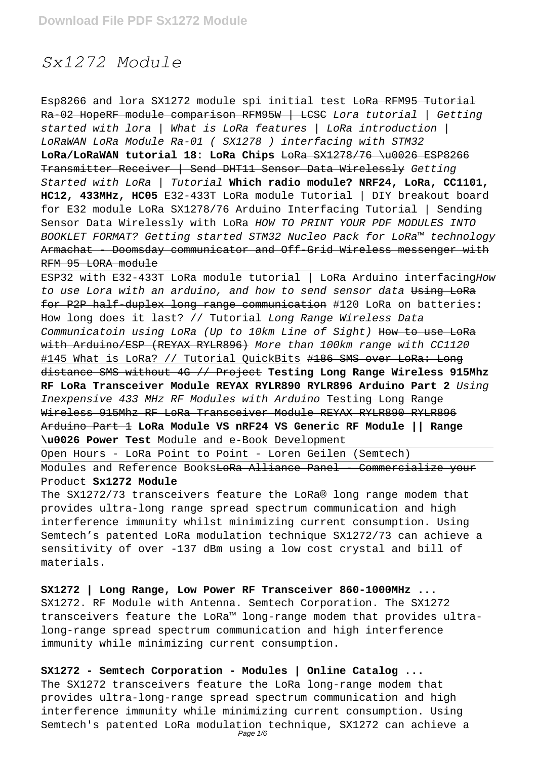# Sx1272 Module

Esp8266 and lora SX1272 module spi initial test ~~LoRa RFM95 Tutorial Ra-02 HopeRF module comparison RFM95W | LCSC~~ *Lora tutorial | Getting started with lora | What is LoRa features | LoRa introduction | LoRaWAN LoRa Module Ra-01 ( SX1278 ) interfacing with STM32* **LoRa/LoRaWAN tutorial 18: LoRa Chips** ~~LoRa SX1278/76 \u0026 ESP8266 Transmitter Receiver | Send DHT11 Sensor Data Wirelessly~~ *Getting Started with LoRa | Tutorial* **Which radio module? NRF24, LoRa, CC1101, HC12, 433MHz, HC05** E32-433T LoRa module Tutorial | DIY breakout board for E32 module LoRa SX1278/76 Arduino Interfacing Tutorial | Sending Sensor Data Wirelessly with LoRa *HOW TO PRINT YOUR PDF MODULES INTO BOOKLET FORMAT? Getting started STM32 Nucleo Pack for LoRa™ technology* ~~Armachat - Doomsday communicator and Off-Grid Wireless messenger with RFM 95 LORA module~~

ESP32 with E32-433T LoRa module tutorial | LoRa Arduino interfacing*How to use Lora with an arduino, and how to send sensor data* ~~Using LoRa for P2P half-duplex long range communication~~ #120 LoRa on batteries: How long does it last? // Tutorial *Long Range Wireless Data Communicatoin using LoRa (Up to 10km Line of Sight)* ~~How to use LoRa with Arduino/ESP (REYAX RYLR896)~~ *More than 100km range with CC1120* #145 What is LoRa? // Tutorial QuickBits ~~#186 SMS over LoRa: Long distance SMS without 4G // Project~~ **Testing Long Range Wireless 915Mhz RF LoRa Transceiver Module REYAX RYLR890 RYLR896 Arduino Part 2** *Using Inexpensive 433 MHz RF Modules with Arduino* ~~Testing Long Range Wireless 915Mhz RF LoRa Transceiver Module REYAX RYLR890 RYLR896 Arduino Part 1~~ **LoRa Module VS nRF24 VS Generic RF Module || Range \u0026 Power Test** Module and e-Book Development

Open Hours - LoRa Point to Point - Loren Geilen (Semtech)

Modules and Reference Books~~LoRa Alliance Panel - Commercialize your Product~~ **Sx1272 Module**

The SX1272/73 transceivers feature the LoRa® long range modem that provides ultra-long range spread spectrum communication and high interference immunity whilst minimizing current consumption. Using Semtech's patented LoRa modulation technique SX1272/73 can achieve a sensitivity of over -137 dBm using a low cost crystal and bill of materials.

**SX1272 | Long Range, Low Power RF Transceiver 860-1000MHz ...**

SX1272. RF Module with Antenna. Semtech Corporation. The SX1272 transceivers feature the LoRa™ long-range modem that provides ultra-long-range spread spectrum communication and high interference immunity while minimizing current consumption.

**SX1272 - Semtech Corporation - Modules | Online Catalog ...**

The SX1272 transceivers feature the LoRa long-range modem that provides ultra-long-range spread spectrum communication and high interference immunity while minimizing current consumption. Using Semtech's patented LoRa modulation technique, SX1272 can achieve a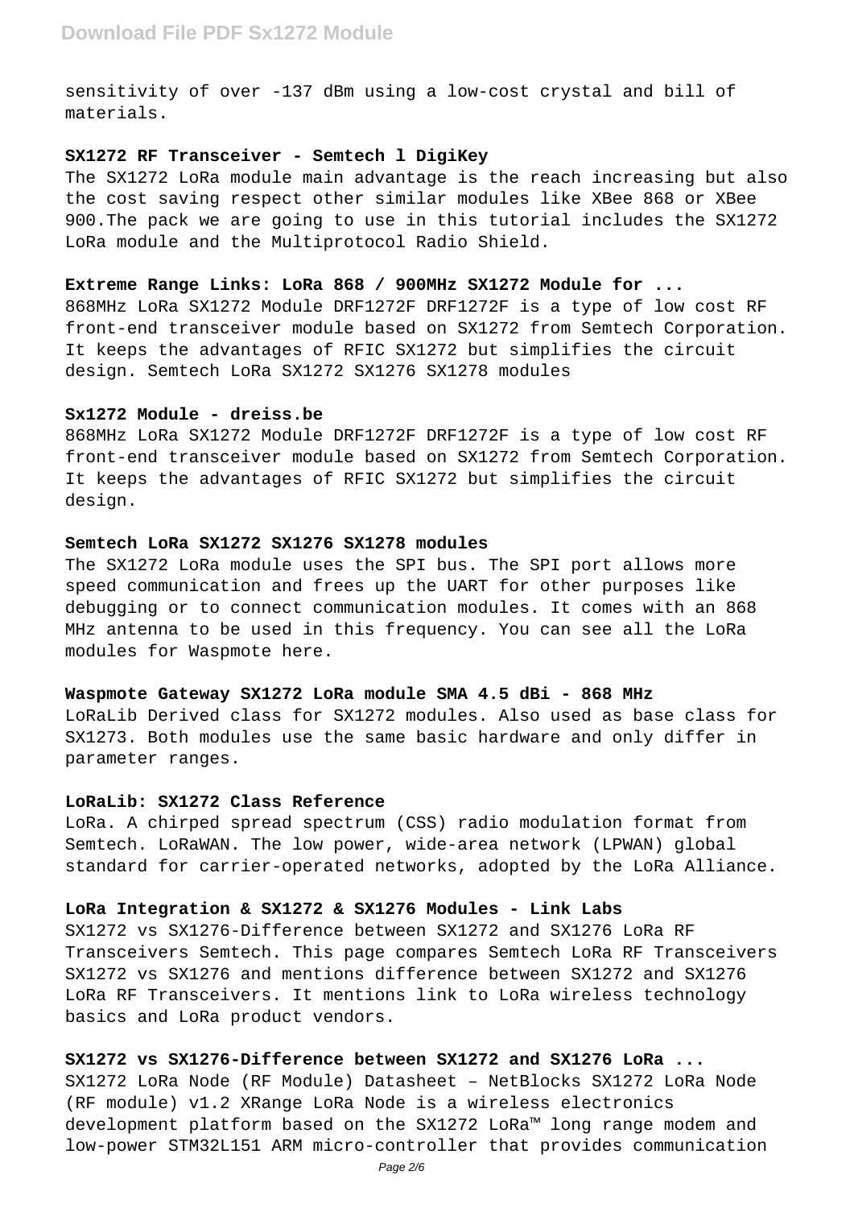sensitivity of over -137 dBm using a low-cost crystal and bill of materials.

**SX1272 RF Transceiver - Semtech l DigiKey**

The SX1272 LoRa module main advantage is the reach increasing but also the cost saving respect other similar modules like XBee 868 or XBee 900.The pack we are going to use in this tutorial includes the SX1272 LoRa module and the Multiprotocol Radio Shield.

**Extreme Range Links: LoRa 868 / 900MHz SX1272 Module for ...**

868MHz LoRa SX1272 Module DRF1272F DRF1272F is a type of low cost RF front-end transceiver module based on SX1272 from Semtech Corporation. It keeps the advantages of RFIC SX1272 but simplifies the circuit design. Semtech LoRa SX1272 SX1276 SX1278 modules

**Sx1272 Module - dreiss.be**

868MHz LoRa SX1272 Module DRF1272F DRF1272F is a type of low cost RF front-end transceiver module based on SX1272 from Semtech Corporation. It keeps the advantages of RFIC SX1272 but simplifies the circuit design.

**Semtech LoRa SX1272 SX1276 SX1278 modules**

The SX1272 LoRa module uses the SPI bus. The SPI port allows more speed communication and frees up the UART for other purposes like debugging or to connect communication modules. It comes with an 868 MHz antenna to be used in this frequency. You can see all the LoRa modules for Waspmote here.

**Waspmote Gateway SX1272 LoRa module SMA 4.5 dBi - 868 MHz**

LoRaLib Derived class for SX1272 modules. Also used as base class for SX1273. Both modules use the same basic hardware and only differ in parameter ranges.

**LoRaLib: SX1272 Class Reference**

LoRa. A chirped spread spectrum (CSS) radio modulation format from Semtech. LoRaWAN. The low power, wide-area network (LPWAN) global standard for carrier-operated networks, adopted by the LoRa Alliance.

**LoRa Integration & SX1272 & SX1276 Modules - Link Labs**

SX1272 vs SX1276-Difference between SX1272 and SX1276 LoRa RF Transceivers Semtech. This page compares Semtech LoRa RF Transceivers SX1272 vs SX1276 and mentions difference between SX1272 and SX1276 LoRa RF Transceivers. It mentions link to LoRa wireless technology basics and LoRa product vendors.

**SX1272 vs SX1276-Difference between SX1272 and SX1276 LoRa ...**

SX1272 LoRa Node (RF Module) Datasheet – NetBlocks SX1272 LoRa Node (RF module) v1.2 XRange LoRa Node is a wireless electronics development platform based on the SX1272 LoRa™ long range modem and low-power STM32L151 ARM micro-controller that provides communication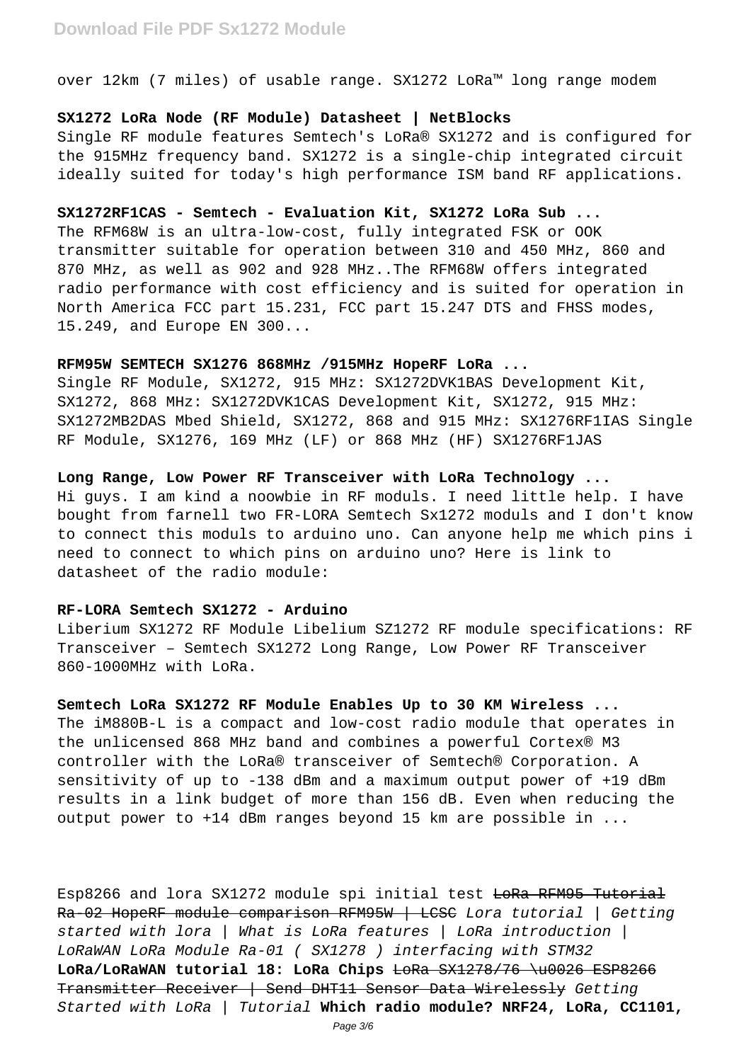over 12km (7 miles) of usable range. SX1272 LoRa™ long range modem

**SX1272 LoRa Node (RF Module) Datasheet | NetBlocks**

Single RF module features Semtech's LoRa® SX1272 and is configured for the 915MHz frequency band. SX1272 is a single-chip integrated circuit ideally suited for today's high performance ISM band RF applications.

**SX1272RF1CAS - Semtech - Evaluation Kit, SX1272 LoRa Sub ...**

The RFM68W is an ultra-low-cost, fully integrated FSK or OOK transmitter suitable for operation between 310 and 450 MHz, 860 and 870 MHz, as well as 902 and 928 MHz..The RFM68W offers integrated radio performance with cost efficiency and is suited for operation in North America FCC part 15.231, FCC part 15.247 DTS and FHSS modes, 15.249, and Europe EN 300...

**RFM95W SEMTECH SX1276 868MHz /915MHz HopeRF LoRa ...**

Single RF Module, SX1272, 915 MHz: SX1272DVK1BAS Development Kit, SX1272, 868 MHz: SX1272DVK1CAS Development Kit, SX1272, 915 MHz: SX1272MB2DAS Mbed Shield, SX1272, 868 and 915 MHz: SX1276RF1IAS Single RF Module, SX1276, 169 MHz (LF) or 868 MHz (HF) SX1276RF1JAS

**Long Range, Low Power RF Transceiver with LoRa Technology ...**

Hi guys. I am kind a noowbie in RF moduls. I need little help. I have bought from farnell two FR-LORA Semtech Sx1272 moduls and I don't know to connect this moduls to arduino uno. Can anyone help me which pins i need to connect to which pins on arduino uno? Here is link to datasheet of the radio module:

**RF-LORA Semtech SX1272 - Arduino**

Liberium SX1272 RF Module Libelium SZ1272 RF module specifications: RF Transceiver – Semtech SX1272 Long Range, Low Power RF Transceiver 860-1000MHz with LoRa.

**Semtech LoRa SX1272 RF Module Enables Up to 30 KM Wireless ...**

The iM880B-L is a compact and low-cost radio module that operates in the unlicensed 868 MHz band and combines a powerful Cortex® M3 controller with the LoRa® transceiver of Semtech® Corporation. A sensitivity of up to -138 dBm and a maximum output power of +19 dBm results in a link budget of more than 156 dB. Even when reducing the output power to +14 dBm ranges beyond 15 km are possible in ...

Esp8266 and lora SX1272 module spi initial test ~~LoRa RFM95 Tutorial Ra-02 HopeRF module comparison RFM95W | LCSC~~ *Lora tutorial | Getting started with lora | What is LoRa features | LoRa introduction | LoRaWAN LoRa Module Ra-01 ( SX1278 ) interfacing with STM32* **LoRa/LoRaWAN tutorial 18: LoRa Chips** ~~LoRa SX1278/76 \u0026 ESP8266 Transmitter Receiver | Send DHT11 Sensor Data Wirelessly~~ *Getting Started with LoRa | Tutorial* **Which radio module? NRF24, LoRa, CC1101,**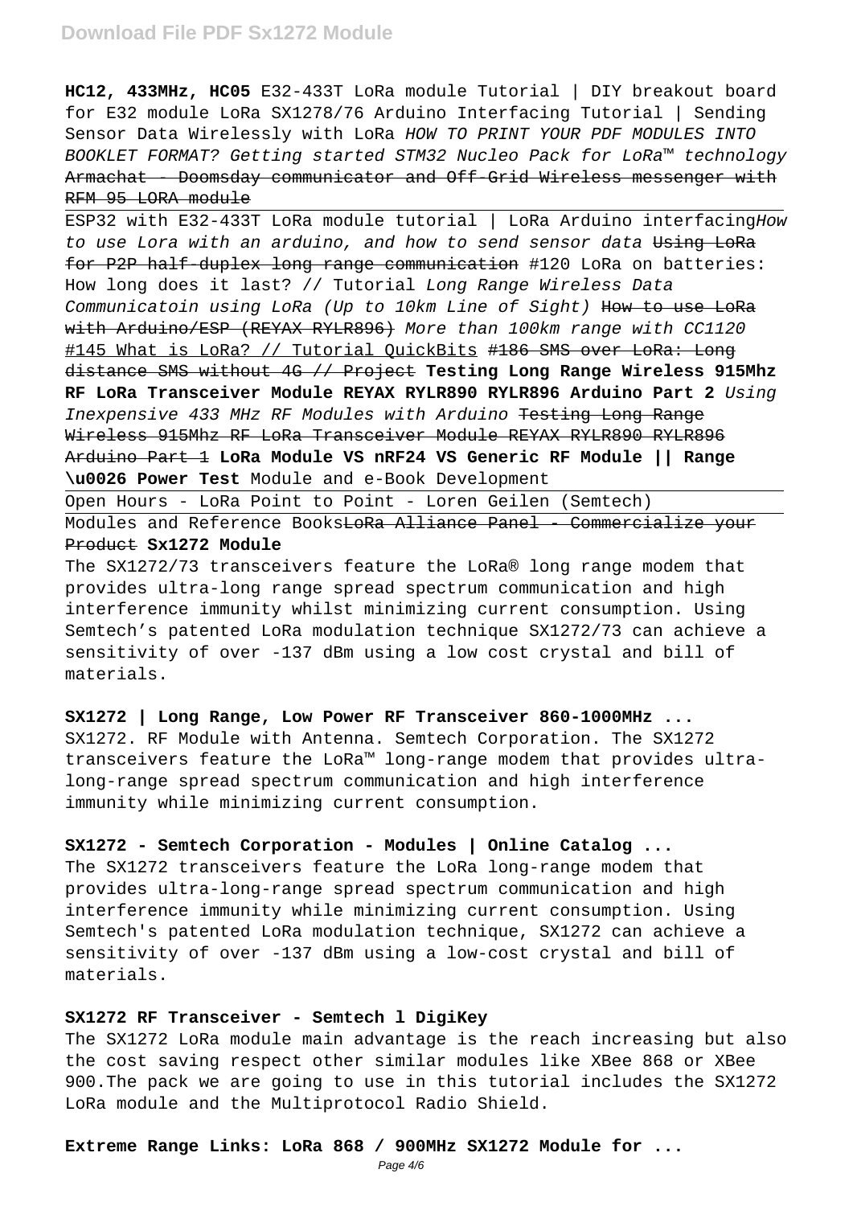**HC12, 433MHz, HC05** E32-433T LoRa module Tutorial | DIY breakout board for E32 module LoRa SX1278/76 Arduino Interfacing Tutorial | Sending Sensor Data Wirelessly with LoRa *HOW TO PRINT YOUR PDF MODULES INTO BOOKLET FORMAT? Getting started STM32 Nucleo Pack for LoRa™ technology* ~~Armachat - Doomsday communicator and Off-Grid Wireless messenger with RFM 95 LORA module~~

ESP32 with E32-433T LoRa module tutorial | LoRa Arduino interfacing*How to use Lora with an arduino, and how to send sensor data* ~~Using LoRa for P2P half-duplex long range communication~~ #120 LoRa on batteries: How long does it last? // Tutorial *Long Range Wireless Data Communicatoin using LoRa (Up to 10km Line of Sight)* ~~How to use LoRa with Arduino/ESP (REYAX RYLR896)~~ *More than 100km range with CC1120* #145 What is LoRa? // Tutorial QuickBits ~~#186 SMS over LoRa: Long distance SMS without 4G // Project~~ **Testing Long Range Wireless 915Mhz RF LoRa Transceiver Module REYAX RYLR890 RYLR896 Arduino Part 2** *Using Inexpensive 433 MHz RF Modules with Arduino* ~~Testing Long Range Wireless 915Mhz RF LoRa Transceiver Module REYAX RYLR890 RYLR896 Arduino Part 1~~ **LoRa Module VS nRF24 VS Generic RF Module || Range \u0026 Power Test** Module and e-Book Development

Open Hours - LoRa Point to Point - Loren Geilen (Semtech)

Modules and Reference Books~~LoRa Alliance Panel - Commercialize your Product~~ **Sx1272 Module**

The SX1272/73 transceivers feature the LoRa® long range modem that provides ultra-long range spread spectrum communication and high interference immunity whilst minimizing current consumption. Using Semtech's patented LoRa modulation technique SX1272/73 can achieve a sensitivity of over -137 dBm using a low cost crystal and bill of materials.

**SX1272 | Long Range, Low Power RF Transceiver 860-1000MHz ...**

SX1272. RF Module with Antenna. Semtech Corporation. The SX1272 transceivers feature the LoRa™ long-range modem that provides ultra-long-range spread spectrum communication and high interference immunity while minimizing current consumption.

**SX1272 - Semtech Corporation - Modules | Online Catalog ...**

The SX1272 transceivers feature the LoRa long-range modem that provides ultra-long-range spread spectrum communication and high interference immunity while minimizing current consumption. Using Semtech's patented LoRa modulation technique, SX1272 can achieve a sensitivity of over -137 dBm using a low-cost crystal and bill of materials.

**SX1272 RF Transceiver - Semtech l DigiKey**

The SX1272 LoRa module main advantage is the reach increasing but also the cost saving respect other similar modules like XBee 868 or XBee 900.The pack we are going to use in this tutorial includes the SX1272 LoRa module and the Multiprotocol Radio Shield.

**Extreme Range Links: LoRa 868 / 900MHz SX1272 Module for ...**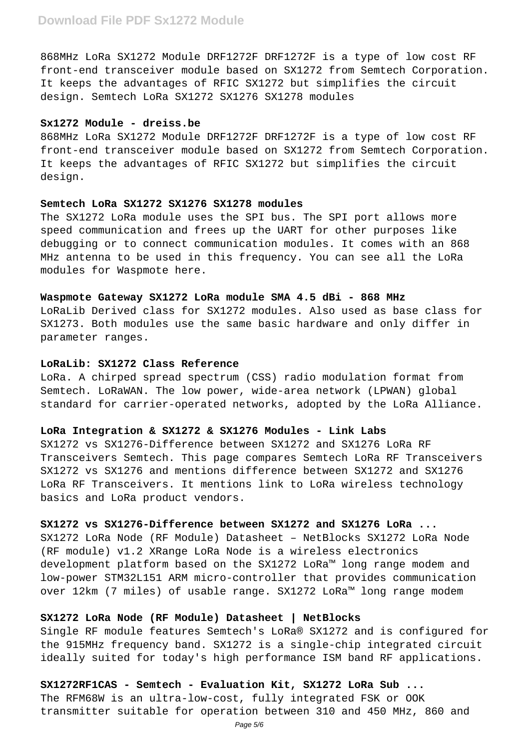868MHz LoRa SX1272 Module DRF1272F DRF1272F is a type of low cost RF front-end transceiver module based on SX1272 from Semtech Corporation. It keeps the advantages of RFIC SX1272 but simplifies the circuit design. Semtech LoRa SX1272 SX1276 SX1278 modules

**Sx1272 Module - dreiss.be**

868MHz LoRa SX1272 Module DRF1272F DRF1272F is a type of low cost RF front-end transceiver module based on SX1272 from Semtech Corporation. It keeps the advantages of RFIC SX1272 but simplifies the circuit design.

**Semtech LoRa SX1272 SX1276 SX1278 modules**

The SX1272 LoRa module uses the SPI bus. The SPI port allows more speed communication and frees up the UART for other purposes like debugging or to connect communication modules. It comes with an 868 MHz antenna to be used in this frequency. You can see all the LoRa modules for Waspmote here.

**Waspmote Gateway SX1272 LoRa module SMA 4.5 dBi - 868 MHz**

LoRaLib Derived class for SX1272 modules. Also used as base class for SX1273. Both modules use the same basic hardware and only differ in parameter ranges.

**LoRaLib: SX1272 Class Reference**

LoRa. A chirped spread spectrum (CSS) radio modulation format from Semtech. LoRaWAN. The low power, wide-area network (LPWAN) global standard for carrier-operated networks, adopted by the LoRa Alliance.

**LoRa Integration & SX1272 & SX1276 Modules - Link Labs**

SX1272 vs SX1276-Difference between SX1272 and SX1276 LoRa RF Transceivers Semtech. This page compares Semtech LoRa RF Transceivers SX1272 vs SX1276 and mentions difference between SX1272 and SX1276 LoRa RF Transceivers. It mentions link to LoRa wireless technology basics and LoRa product vendors.

**SX1272 vs SX1276-Difference between SX1272 and SX1276 LoRa ...**

SX1272 LoRa Node (RF Module) Datasheet – NetBlocks SX1272 LoRa Node (RF module) v1.2 XRange LoRa Node is a wireless electronics development platform based on the SX1272 LoRa™ long range modem and low-power STM32L151 ARM micro-controller that provides communication over 12km (7 miles) of usable range. SX1272 LoRa™ long range modem

**SX1272 LoRa Node (RF Module) Datasheet | NetBlocks**

Single RF module features Semtech's LoRa® SX1272 and is configured for the 915MHz frequency band. SX1272 is a single-chip integrated circuit ideally suited for today's high performance ISM band RF applications.

**SX1272RF1CAS - Semtech - Evaluation Kit, SX1272 LoRa Sub ...**

The RFM68W is an ultra-low-cost, fully integrated FSK or OOK transmitter suitable for operation between 310 and 450 MHz, 860 and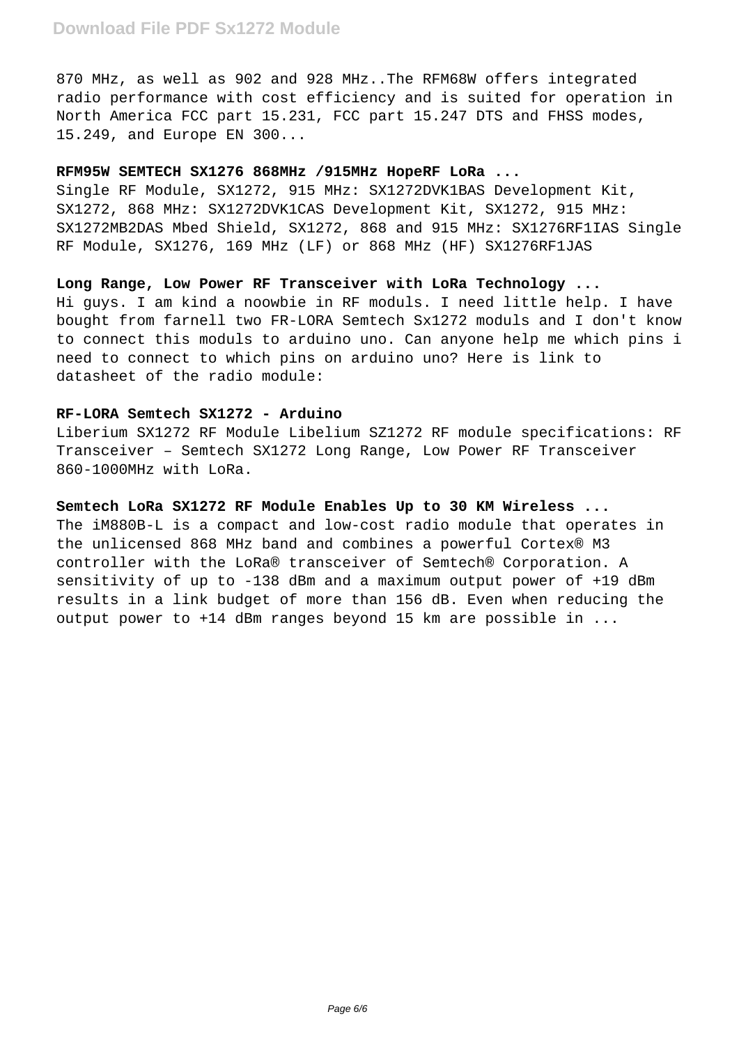870 MHz, as well as 902 and 928 MHz..The RFM68W offers integrated radio performance with cost efficiency and is suited for operation in North America FCC part 15.231, FCC part 15.247 DTS and FHSS modes, 15.249, and Europe EN 300...

**RFM95W SEMTECH SX1276 868MHz /915MHz HopeRF LoRa ...**

Single RF Module, SX1272, 915 MHz: SX1272DVK1BAS Development Kit, SX1272, 868 MHz: SX1272DVK1CAS Development Kit, SX1272, 915 MHz: SX1272MB2DAS Mbed Shield, SX1272, 868 and 915 MHz: SX1276RF1IAS Single RF Module, SX1276, 169 MHz (LF) or 868 MHz (HF) SX1276RF1JAS

**Long Range, Low Power RF Transceiver with LoRa Technology ...**

Hi guys. I am kind a noowbie in RF moduls. I need little help. I have bought from farnell two FR-LORA Semtech Sx1272 moduls and I don't know to connect this moduls to arduino uno. Can anyone help me which pins i need to connect to which pins on arduino uno? Here is link to datasheet of the radio module:

**RF-LORA Semtech SX1272 - Arduino**

Liberium SX1272 RF Module Libelium SZ1272 RF module specifications: RF Transceiver – Semtech SX1272 Long Range, Low Power RF Transceiver 860-1000MHz with LoRa.

**Semtech LoRa SX1272 RF Module Enables Up to 30 KM Wireless ...**

The iM880B-L is a compact and low-cost radio module that operates in the unlicensed 868 MHz band and combines a powerful Cortex® M3 controller with the LoRa® transceiver of Semtech® Corporation. A sensitivity of up to -138 dBm and a maximum output power of +19 dBm results in a link budget of more than 156 dB. Even when reducing the output power to +14 dBm ranges beyond 15 km are possible in ...